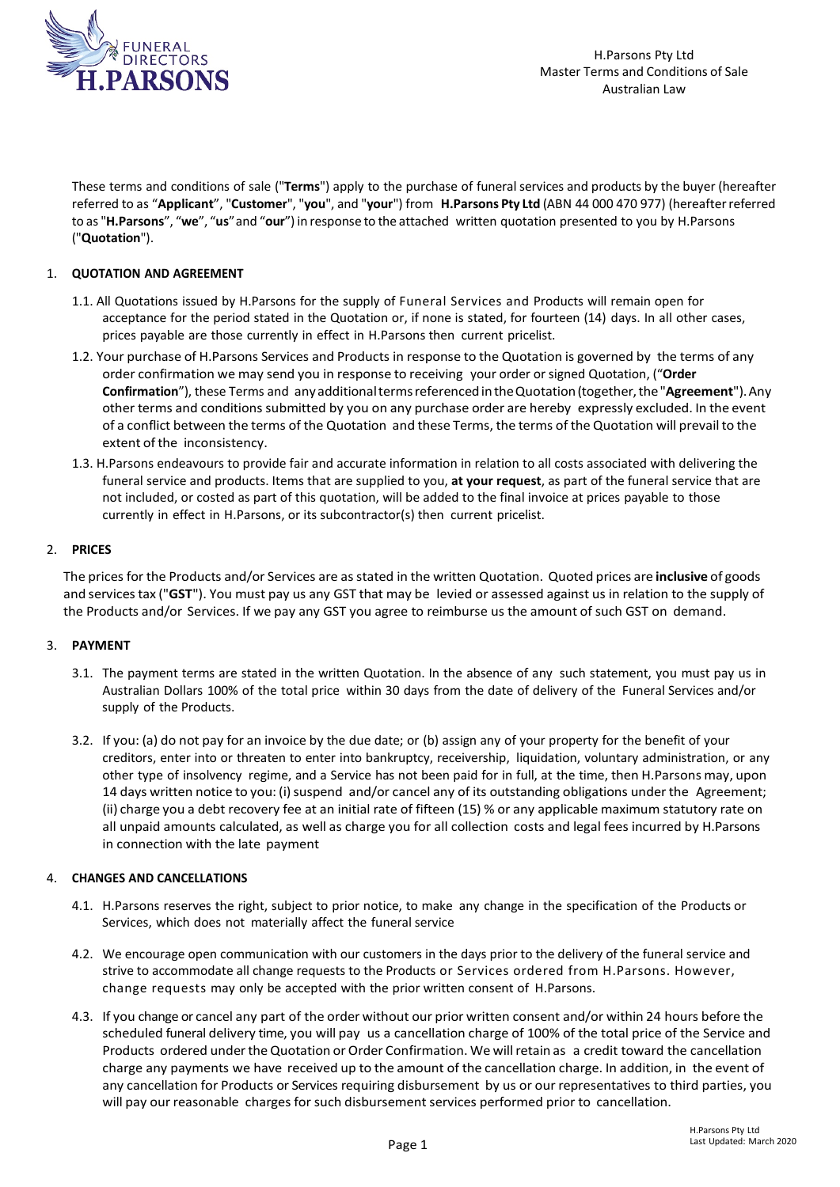H.Parsons Pty Ltd
Master Terms and Conditions of Sale
Australian Law

These terms and conditions of sale ("**Terms**") apply to the purchase of funeral services and products by the buyer (hereafter referred to as "**Applicant**", "**Customer**", "**you**", and "**your**") from **H.Parsons Pty Ltd** (ABN 44 000 470 977) (hereafter referred to as "**H.Parsons**", "**we**", "**us**" and "**our**") in response to the attached written quotation presented to you by H.Parsons ("**Quotation**").

## 1. QUOTATION AND AGREEMENT

1.1. All Quotations issued by H.Parsons for the supply of Funeral Services and Products will remain open for acceptance for the period stated in the Quotation or, if none is stated, for fourteen (14) days. In all other cases, prices payable are those currently in effect in H.Parsons then current pricelist.

1.2. Your purchase of H.Parsons Services and Products in response to the Quotation is governed by the terms of any order confirmation we may send you in response to receiving your order or signed Quotation, ("**Order Confirmation**"), these Terms and any additional terms referenced in the Quotation (together, the "**Agreement**"). Any other terms and conditions submitted by you on any purchase order are hereby expressly excluded. In the event of a conflict between the terms of the Quotation and these Terms, the terms of the Quotation will prevail to the extent of the inconsistency.

1.3. H.Parsons endeavours to provide fair and accurate information in relation to all costs associated with delivering the funeral service and products. Items that are supplied to you, **at your request**, as part of the funeral service that are not included, or costed as part of this quotation, will be added to the final invoice at prices payable to those currently in effect in H.Parsons, or its subcontractor(s) then current pricelist.

## 2. PRICES

The prices for the Products and/or Services are as stated in the written Quotation. Quoted prices are **inclusive** of goods and services tax ("**GST**"). You must pay us any GST that may be levied or assessed against us in relation to the supply of the Products and/or Services. If we pay any GST you agree to reimburse us the amount of such GST on demand.

## 3. PAYMENT

3.1. The payment terms are stated in the written Quotation. In the absence of any such statement, you must pay us in Australian Dollars 100% of the total price within 30 days from the date of delivery of the Funeral Services and/or supply of the Products.

3.2. If you: (a) do not pay for an invoice by the due date; or (b) assign any of your property for the benefit of your creditors, enter into or threaten to enter into bankruptcy, receivership, liquidation, voluntary administration, or any other type of insolvency regime, and a Service has not been paid for in full, at the time, then H.Parsons may, upon 14 days written notice to you: (i) suspend and/or cancel any of its outstanding obligations under the Agreement; (ii) charge you a debt recovery fee at an initial rate of fifteen (15) % or any applicable maximum statutory rate on all unpaid amounts calculated, as well as charge you for all collection costs and legal fees incurred by H.Parsons in connection with the late payment

## 4. CHANGES AND CANCELLATIONS

4.1. H.Parsons reserves the right, subject to prior notice, to make any change in the specification of the Products or Services, which does not materially affect the funeral service

4.2. We encourage open communication with our customers in the days prior to the delivery of the funeral service and strive to accommodate all change requests to the Products or Services ordered from H.Parsons. However, change requests may only be accepted with the prior written consent of H.Parsons.

4.3. If you change or cancel any part of the order without our prior written consent and/or within 24 hours before the scheduled funeral delivery time, you will pay us a cancellation charge of 100% of the total price of the Service and Products ordered under the Quotation or Order Confirmation. We will retain as a credit toward the cancellation charge any payments we have received up to the amount of the cancellation charge. In addition, in the event of any cancellation for Products or Services requiring disbursement by us or our representatives to third parties, you will pay our reasonable charges for such disbursement services performed prior to cancellation.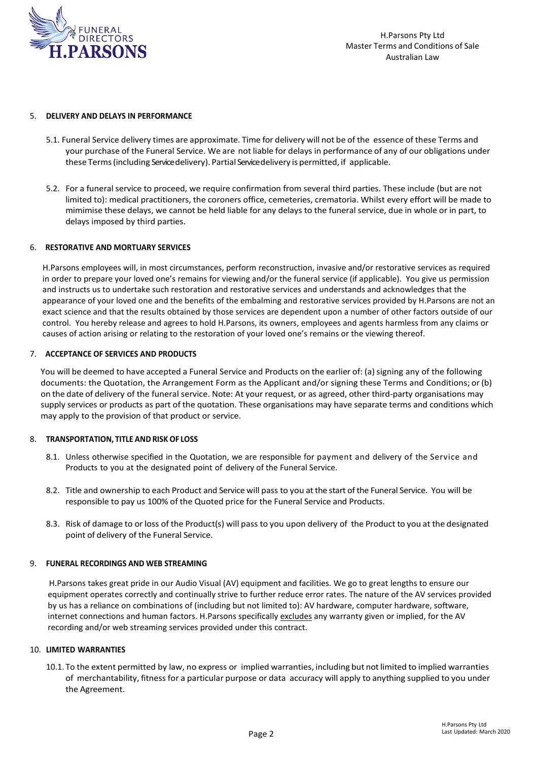## 5. DELIVERY AND DELAYS IN PERFORMANCE

5.1. Funeral Service delivery times are approximate. Time for delivery will not be of the essence of these Terms and your purchase of the Funeral Service. We are not liable for delays in performance of any of our obligations under these Terms (including Service delivery). Partial Service delivery is permitted, if applicable.

5.2. For a funeral service to proceed, we require confirmation from several third parties. These include (but are not limited to): medical practitioners, the coroners office, cemeteries, crematoria. Whilst every effort will be made to mimimise these delays, we cannot be held liable for any delays to the funeral service, due in whole or in part, to delays imposed by third parties.

## 6. RESTORATIVE AND MORTUARY SERVICES

H.Parsons employees will, in most circumstances, perform reconstruction, invasive and/or restorative services as required in order to prepare your loved one's remains for viewing and/or the funeral service (if applicable). You give us permission and instructs us to undertake such restoration and restorative services and understands and acknowledges that the appearance of your loved one and the benefits of the embalming and restorative services provided by H.Parsons are not an exact science and that the results obtained by those services are dependent upon a number of other factors outside of our control. You hereby release and agrees to hold H.Parsons, its owners, employees and agents harmless from any claims or causes of action arising or relating to the restoration of your loved one's remains or the viewing thereof.

## 7. ACCEPTANCE OF SERVICES AND PRODUCTS

You will be deemed to have accepted a Funeral Service and Products on the earlier of: (a) signing any of the following documents: the Quotation, the Arrangement Form as the Applicant and/or signing these Terms and Conditions; or (b) on the date of delivery of the funeral service. Note: At your request, or as agreed, other third-party organisations may supply services or products as part of the quotation. These organisations may have separate terms and conditions which may apply to the provision of that product or service.

## 8. TRANSPORTATION, TITLE AND RISK OF LOSS

8.1. Unless otherwise specified in the Quotation, we are responsible for payment and delivery of the Service and Products to you at the designated point of delivery of the Funeral Service.

8.2. Title and ownership to each Product and Service will pass to you at the start of the Funeral Service. You will be responsible to pay us 100% of the Quoted price for the Funeral Service and Products.

8.3. Risk of damage to or loss of the Product(s) will pass to you upon delivery of the Product to you at the designated point of delivery of the Funeral Service.

## 9. FUNERAL RECORDINGS AND WEB STREAMING

H.Parsons takes great pride in our Audio Visual (AV) equipment and facilities. We go to great lengths to ensure our equipment operates correctly and continually strive to further reduce error rates. The nature of the AV services provided by us has a reliance on combinations of (including but not limited to): AV hardware, computer hardware, software, internet connections and human factors. H.Parsons specifically excludes any warranty given or implied, for the AV recording and/or web streaming services provided under this contract.

## 10. LIMITED WARRANTIES

10.1. To the extent permitted by law, no express or implied warranties, including but not limited to implied warranties of merchantability, fitness for a particular purpose or data accuracy will apply to anything supplied to you under the Agreement.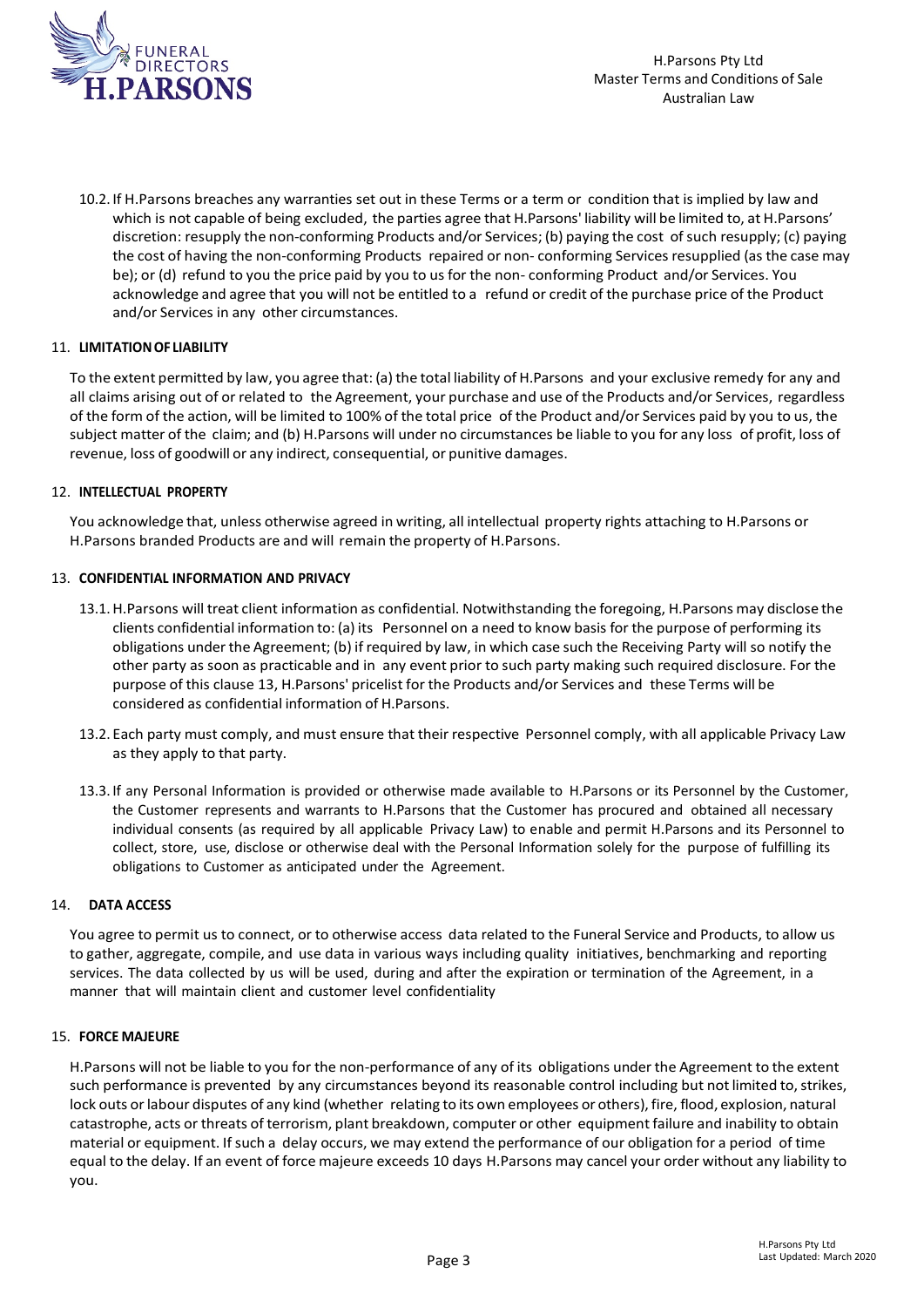10.2. If H.Parsons breaches any warranties set out in these Terms or a term or condition that is implied by law and which is not capable of being excluded, the parties agree that H.Parsons' liability will be limited to, at H.Parsons' discretion: resupply the non-conforming Products and/or Services; (b) paying the cost of such resupply; (c) paying the cost of having the non-conforming Products repaired or non- conforming Services resupplied (as the case may be); or (d) refund to you the price paid by you to us for the non- conforming Product and/or Services. You acknowledge and agree that you will not be entitled to a refund or credit of the purchase price of the Product and/or Services in any other circumstances.

## 11. LIMITATION OF LIABILITY

To the extent permitted by law, you agree that: (a) the total liability of H.Parsons and your exclusive remedy for any and all claims arising out of or related to the Agreement, your purchase and use of the Products and/or Services, regardless of the form of the action, will be limited to 100% of the total price of the Product and/or Services paid by you to us, the subject matter of the claim; and (b) H.Parsons will under no circumstances be liable to you for any loss of profit, loss of revenue, loss of goodwill or any indirect, consequential, or punitive damages.

## 12. INTELLECTUAL PROPERTY

You acknowledge that, unless otherwise agreed in writing, all intellectual property rights attaching to H.Parsons or H.Parsons branded Products are and will remain the property of H.Parsons.

## 13. CONFIDENTIAL INFORMATION AND PRIVACY

13.1. H.Parsons will treat client information as confidential. Notwithstanding the foregoing, H.Parsons may disclose the clients confidential information to: (a) its Personnel on a need to know basis for the purpose of performing its obligations under the Agreement; (b) if required by law, in which case such the Receiving Party will so notify the other party as soon as practicable and in any event prior to such party making such required disclosure. For the purpose of this clause 13, H.Parsons' pricelist for the Products and/or Services and these Terms will be considered as confidential information of H.Parsons.

13.2. Each party must comply, and must ensure that their respective Personnel comply, with all applicable Privacy Law as they apply to that party.

13.3. If any Personal Information is provided or otherwise made available to H.Parsons or its Personnel by the Customer, the Customer represents and warrants to H.Parsons that the Customer has procured and obtained all necessary individual consents (as required by all applicable Privacy Law) to enable and permit H.Parsons and its Personnel to collect, store, use, disclose or otherwise deal with the Personal Information solely for the purpose of fulfilling its obligations to Customer as anticipated under the Agreement.

## 14. DATA ACCESS

You agree to permit us to connect, or to otherwise access data related to the Funeral Service and Products, to allow us to gather, aggregate, compile, and use data in various ways including quality initiatives, benchmarking and reporting services. The data collected by us will be used, during and after the expiration or termination of the Agreement, in a manner that will maintain client and customer level confidentiality

## 15. FORCE MAJEURE

H.Parsons will not be liable to you for the non-performance of any of its obligations under the Agreement to the extent such performance is prevented by any circumstances beyond its reasonable control including but not limited to, strikes, lock outs or labour disputes of any kind (whether relating to its own employees or others), fire, flood, explosion, natural catastrophe, acts or threats of terrorism, plant breakdown, computer or other equipment failure and inability to obtain material or equipment. If such a delay occurs, we may extend the performance of our obligation for a period of time equal to the delay. If an event of force majeure exceeds 10 days H.Parsons may cancel your order without any liability to you.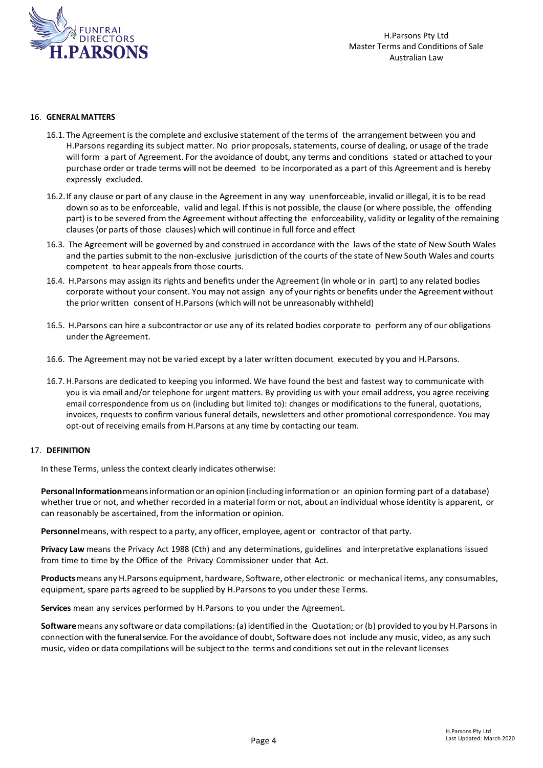## 16. GENERAL MATTERS

16.1. The Agreement is the complete and exclusive statement of the terms of the arrangement between you and H.Parsons regarding its subject matter. No prior proposals, statements, course of dealing, or usage of the trade will form a part of Agreement. For the avoidance of doubt, any terms and conditions stated or attached to your purchase order or trade terms will not be deemed to be incorporated as a part of this Agreement and is hereby expressly excluded.

16.2. If any clause or part of any clause in the Agreement in any way unenforceable, invalid or illegal, it is to be read down so as to be enforceable, valid and legal. If this is not possible, the clause (or where possible, the offending part) is to be severed from the Agreement without affecting the enforceability, validity or legality of the remaining clauses (or parts of those clauses) which will continue in full force and effect

16.3. The Agreement will be governed by and construed in accordance with the laws of the state of New South Wales and the parties submit to the non-exclusive jurisdiction of the courts of the state of New South Wales and courts competent to hear appeals from those courts.

16.4. H.Parsons may assign its rights and benefits under the Agreement (in whole or in part) to any related bodies corporate without your consent. You may not assign any of your rights or benefits under the Agreement without the prior written consent of H.Parsons (which will not be unreasonably withheld)

16.5. H.Parsons can hire a subcontractor or use any of its related bodies corporate to perform any of our obligations under the Agreement.

16.6. The Agreement may not be varied except by a later written document executed by you and H.Parsons.

16.7. H.Parsons are dedicated to keeping you informed. We have found the best and fastest way to communicate with you is via email and/or telephone for urgent matters. By providing us with your email address, you agree receiving email correspondence from us on (including but limited to): changes or modifications to the funeral, quotations, invoices, requests to confirm various funeral details, newsletters and other promotional correspondence. You may opt-out of receiving emails from H.Parsons at any time by contacting our team.

## 17. DEFINITION

In these Terms, unless the context clearly indicates otherwise:

**Personal Information** means information or an opinion (including information or an opinion forming part of a database) whether true or not, and whether recorded in a material form or not, about an individual whose identity is apparent, or can reasonably be ascertained, from the information or opinion.

**Personnel** means, with respect to a party, any officer, employee, agent or contractor of that party.

**Privacy Law** means the Privacy Act 1988 (Cth) and any determinations, guidelines and interpretative explanations issued from time to time by the Office of the Privacy Commissioner under that Act.

**Products** means any H.Parsons equipment, hardware, Software, other electronic or mechanical items, any consumables, equipment, spare parts agreed to be supplied by H.Parsons to you under these Terms.

**Services** mean any services performed by H.Parsons to you under the Agreement.

**Software** means any software or data compilations: (a) identified in the Quotation; or (b) provided to you by H.Parsons in connection with the funeral service. For the avoidance of doubt, Software does not include any music, video, as any such music, video or data compilations will be subject to the terms and conditions set out in the relevant licenses